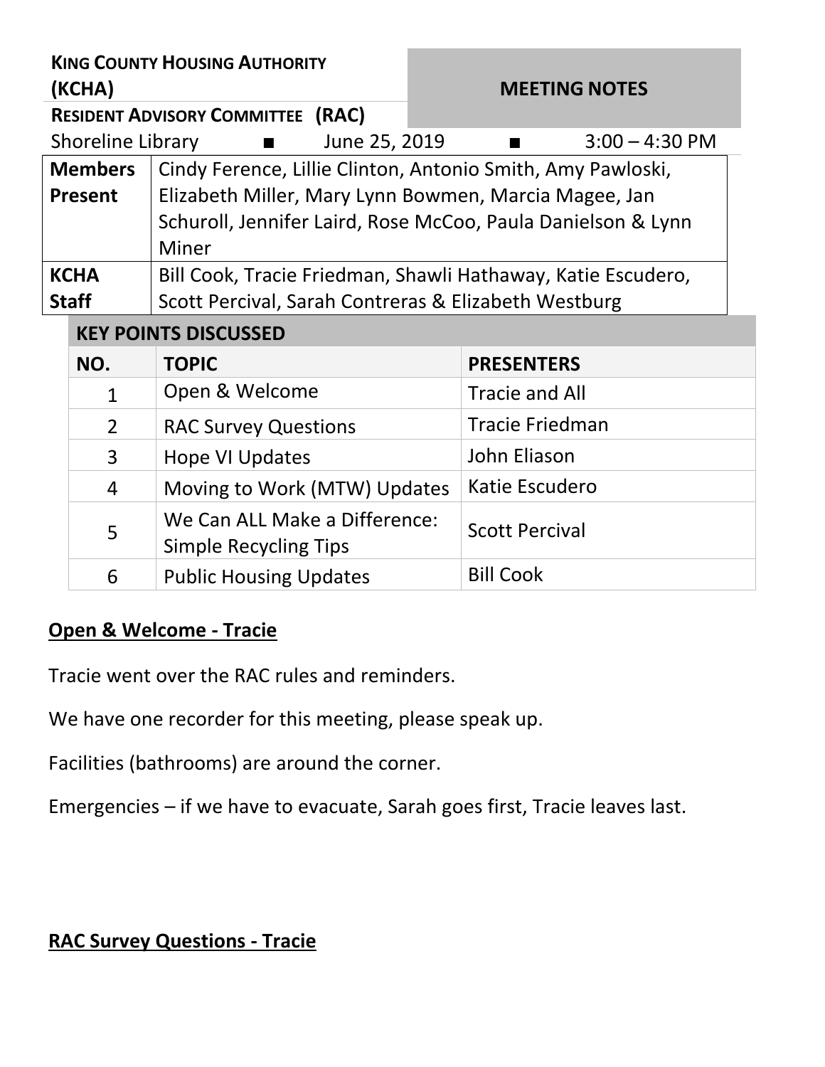**KING COUNTY HOUSING AUTHORITY (KCHA)**

**RESIDENT ADVISORY COMMITTEE (RAC)**

**MEETING NOTES**

Shoreline Library ■ June 25, 2019 ■ 3:00 – 4:30 PM

| | |
|---|---|
| **Members Present** | Cindy Ference, Lillie Clinton, Antonio Smith, Amy Pawloski, Elizabeth Miller, Mary Lynn Bowmen, Marcia Magee, Jan Schuroll, Jennifer Laird, Rose McCoo, Paula Danielson & Lynn Miner |
| **KCHA Staff** | Bill Cook, Tracie Friedman, Shawli Hathaway, Katie Escudero, Scott Percival, Sarah Contreras & Elizabeth Westburg |

**KEY POINTS DISCUSSED**

| NO. | TOPIC | PRESENTERS |
|---|---|---|
| 1 | Open & Welcome | Tracie and All |
| 2 | RAC Survey Questions | Tracie Friedman |
| 3 | Hope VI Updates | John Eliason |
| 4 | Moving to Work (MTW) Updates | Katie Escudero |
| 5 | We Can ALL Make a Difference: Simple Recycling Tips | Scott Percival |
| 6 | Public Housing Updates | Bill Cook |

## Open & Welcome - Tracie

Tracie went over the RAC rules and reminders.

We have one recorder for this meeting, please speak up.

Facilities (bathrooms) are around the corner.

Emergencies – if we have to evacuate, Sarah goes first, Tracie leaves last.

## RAC Survey Questions - Tracie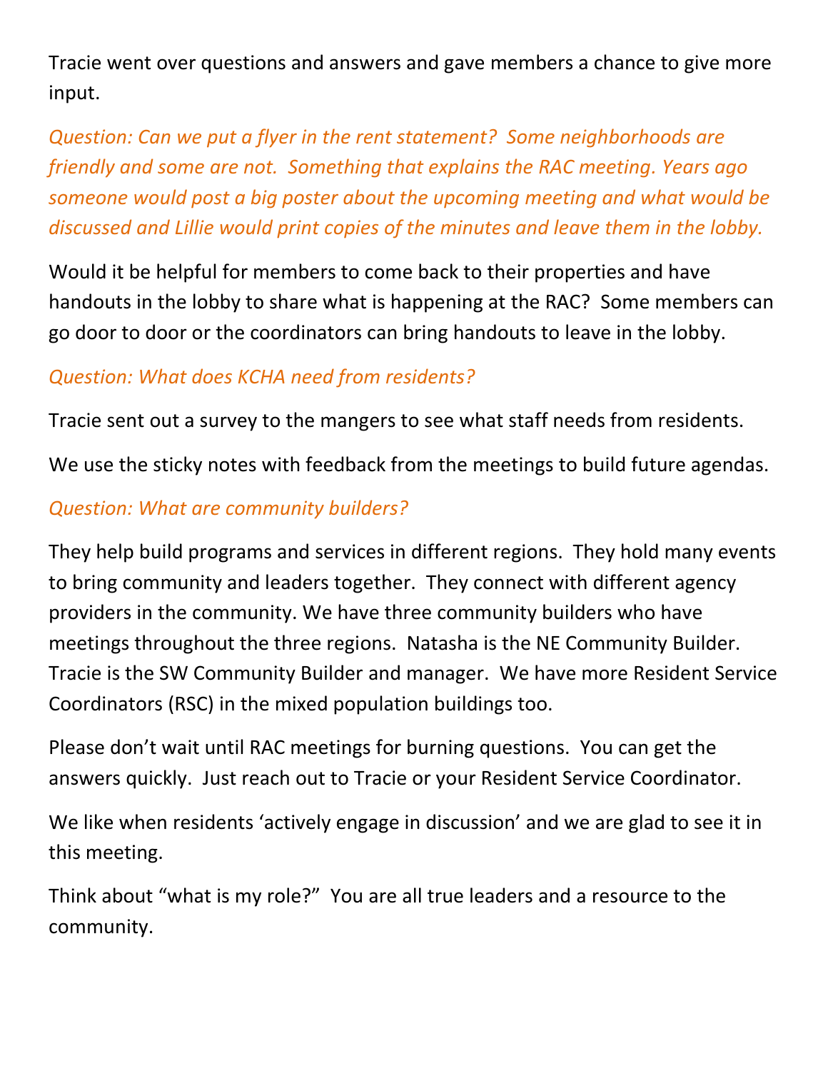Tracie went over questions and answers and gave members a chance to give more input.

*Question: Can we put a flyer in the rent statement? Some neighborhoods are friendly and some are not. Something that explains the RAC meeting. Years ago someone would post a big poster about the upcoming meeting and what would be discussed and Lillie would print copies of the minutes and leave them in the lobby.*

Would it be helpful for members to come back to their properties and have handouts in the lobby to share what is happening at the RAC? Some members can go door to door or the coordinators can bring handouts to leave in the lobby.

*Question: What does KCHA need from residents?*

Tracie sent out a survey to the mangers to see what staff needs from residents.

We use the sticky notes with feedback from the meetings to build future agendas.

*Question: What are community builders?*

They help build programs and services in different regions. They hold many events to bring community and leaders together. They connect with different agency providers in the community. We have three community builders who have meetings throughout the three regions. Natasha is the NE Community Builder. Tracie is the SW Community Builder and manager. We have more Resident Service Coordinators (RSC) in the mixed population buildings too.

Please don't wait until RAC meetings for burning questions. You can get the answers quickly. Just reach out to Tracie or your Resident Service Coordinator.

We like when residents 'actively engage in discussion' and we are glad to see it in this meeting.

Think about "what is my role?" You are all true leaders and a resource to the community.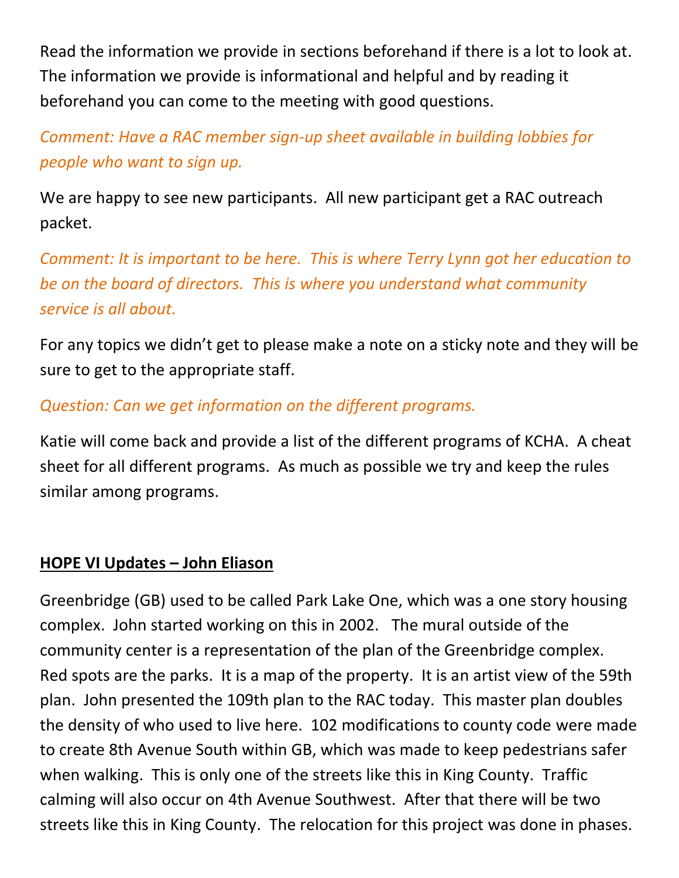Read the information we provide in sections beforehand if there is a lot to look at. The information we provide is informational and helpful and by reading it beforehand you can come to the meeting with good questions.

*Comment: Have a RAC member sign-up sheet available in building lobbies for people who want to sign up.*

We are happy to see new participants. All new participant get a RAC outreach packet.

*Comment: It is important to be here. This is where Terry Lynn got her education to be on the board of directors. This is where you understand what community service is all about.*

For any topics we didn't get to please make a note on a sticky note and they will be sure to get to the appropriate staff.

*Question: Can we get information on the different programs.*

Katie will come back and provide a list of the different programs of KCHA. A cheat sheet for all different programs. As much as possible we try and keep the rules similar among programs.

**<u>HOPE VI Updates – John Eliason</u>**

Greenbridge (GB) used to be called Park Lake One, which was a one story housing complex. John started working on this in 2002. The mural outside of the community center is a representation of the plan of the Greenbridge complex. Red spots are the parks. It is a map of the property. It is an artist view of the 59th plan. John presented the 109th plan to the RAC today. This master plan doubles the density of who used to live here. 102 modifications to county code were made to create 8th Avenue South within GB, which was made to keep pedestrians safer when walking. This is only one of the streets like this in King County. Traffic calming will also occur on 4th Avenue Southwest. After that there will be two streets like this in King County. The relocation for this project was done in phases.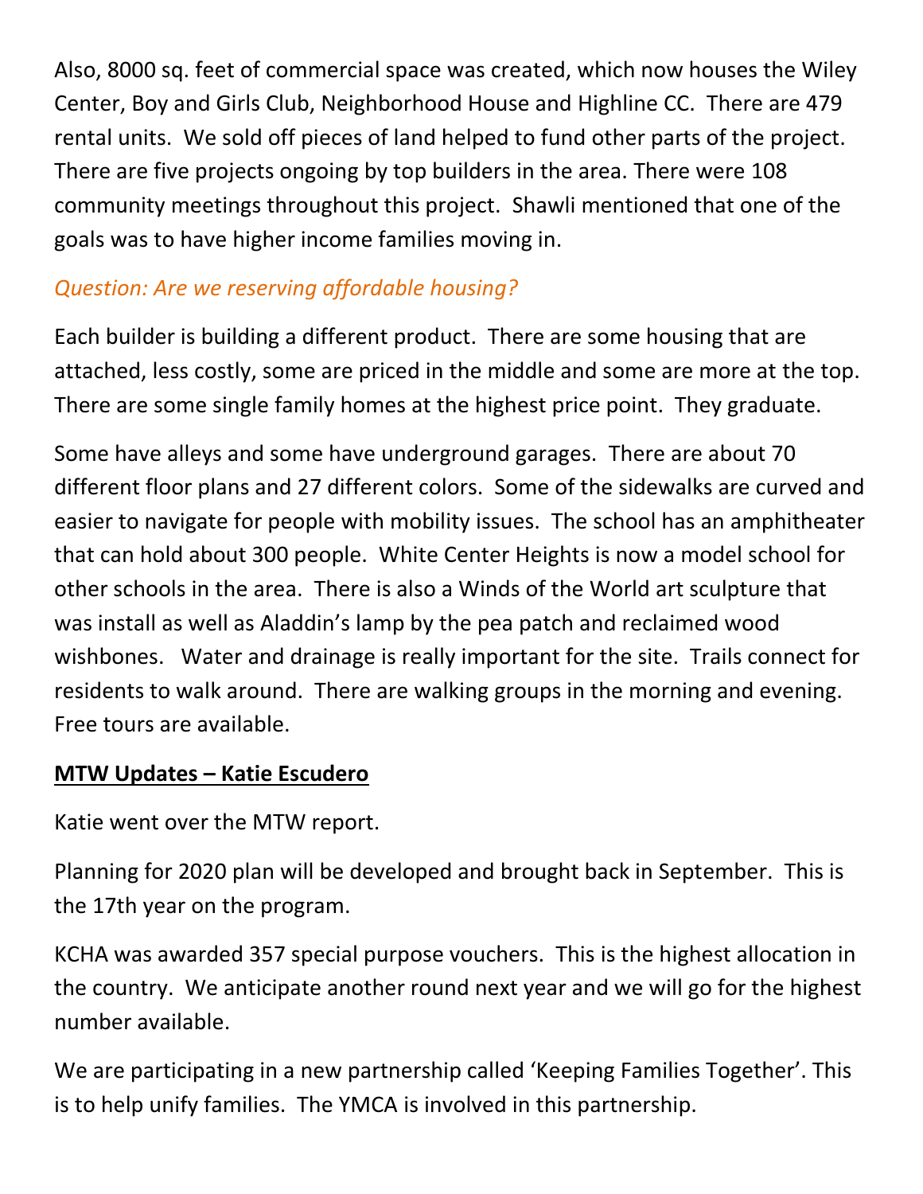Also, 8000 sq. feet of commercial space was created, which now houses the Wiley Center, Boy and Girls Club, Neighborhood House and Highline CC. There are 479 rental units. We sold off pieces of land helped to fund other parts of the project. There are five projects ongoing by top builders in the area. There were 108 community meetings throughout this project. Shawli mentioned that one of the goals was to have higher income families moving in.

*Question: Are we reserving affordable housing?*

Each builder is building a different product. There are some housing that are attached, less costly, some are priced in the middle and some are more at the top. There are some single family homes at the highest price point. They graduate.

Some have alleys and some have underground garages. There are about 70 different floor plans and 27 different colors. Some of the sidewalks are curved and easier to navigate for people with mobility issues. The school has an amphitheater that can hold about 300 people. White Center Heights is now a model school for other schools in the area. There is also a Winds of the World art sculpture that was install as well as Aladdin's lamp by the pea patch and reclaimed wood wishbones. Water and drainage is really important for the site. Trails connect for residents to walk around. There are walking groups in the morning and evening. Free tours are available.

**MTW Updates – Katie Escudero**

Katie went over the MTW report.

Planning for 2020 plan will be developed and brought back in September. This is the 17th year on the program.

KCHA was awarded 357 special purpose vouchers. This is the highest allocation in the country. We anticipate another round next year and we will go for the highest number available.

We are participating in a new partnership called 'Keeping Families Together'. This is to help unify families. The YMCA is involved in this partnership.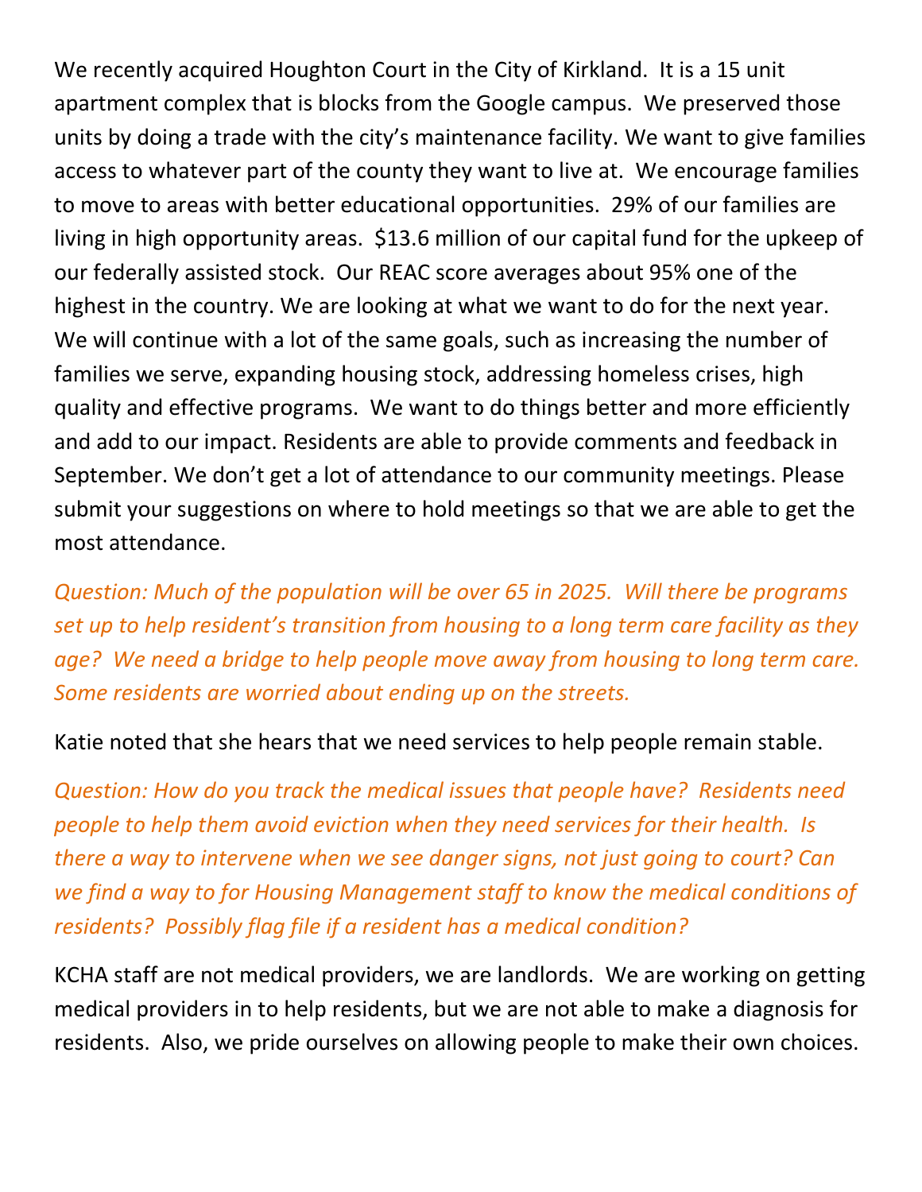We recently acquired Houghton Court in the City of Kirkland. It is a 15 unit apartment complex that is blocks from the Google campus. We preserved those units by doing a trade with the city's maintenance facility. We want to give families access to whatever part of the county they want to live at. We encourage families to move to areas with better educational opportunities. 29% of our families are living in high opportunity areas. $13.6 million of our capital fund for the upkeep of our federally assisted stock. Our REAC score averages about 95% one of the highest in the country. We are looking at what we want to do for the next year. We will continue with a lot of the same goals, such as increasing the number of families we serve, expanding housing stock, addressing homeless crises, high quality and effective programs. We want to do things better and more efficiently and add to our impact. Residents are able to provide comments and feedback in September. We don't get a lot of attendance to our community meetings. Please submit your suggestions on where to hold meetings so that we are able to get the most attendance.

*Question: Much of the population will be over 65 in 2025. Will there be programs set up to help resident's transition from housing to a long term care facility as they age? We need a bridge to help people move away from housing to long term care. Some residents are worried about ending up on the streets.*

Katie noted that she hears that we need services to help people remain stable.

*Question: How do you track the medical issues that people have? Residents need people to help them avoid eviction when they need services for their health. Is there a way to intervene when we see danger signs, not just going to court? Can we find a way to for Housing Management staff to know the medical conditions of residents? Possibly flag file if a resident has a medical condition?*

KCHA staff are not medical providers, we are landlords. We are working on getting medical providers in to help residents, but we are not able to make a diagnosis for residents. Also, we pride ourselves on allowing people to make their own choices.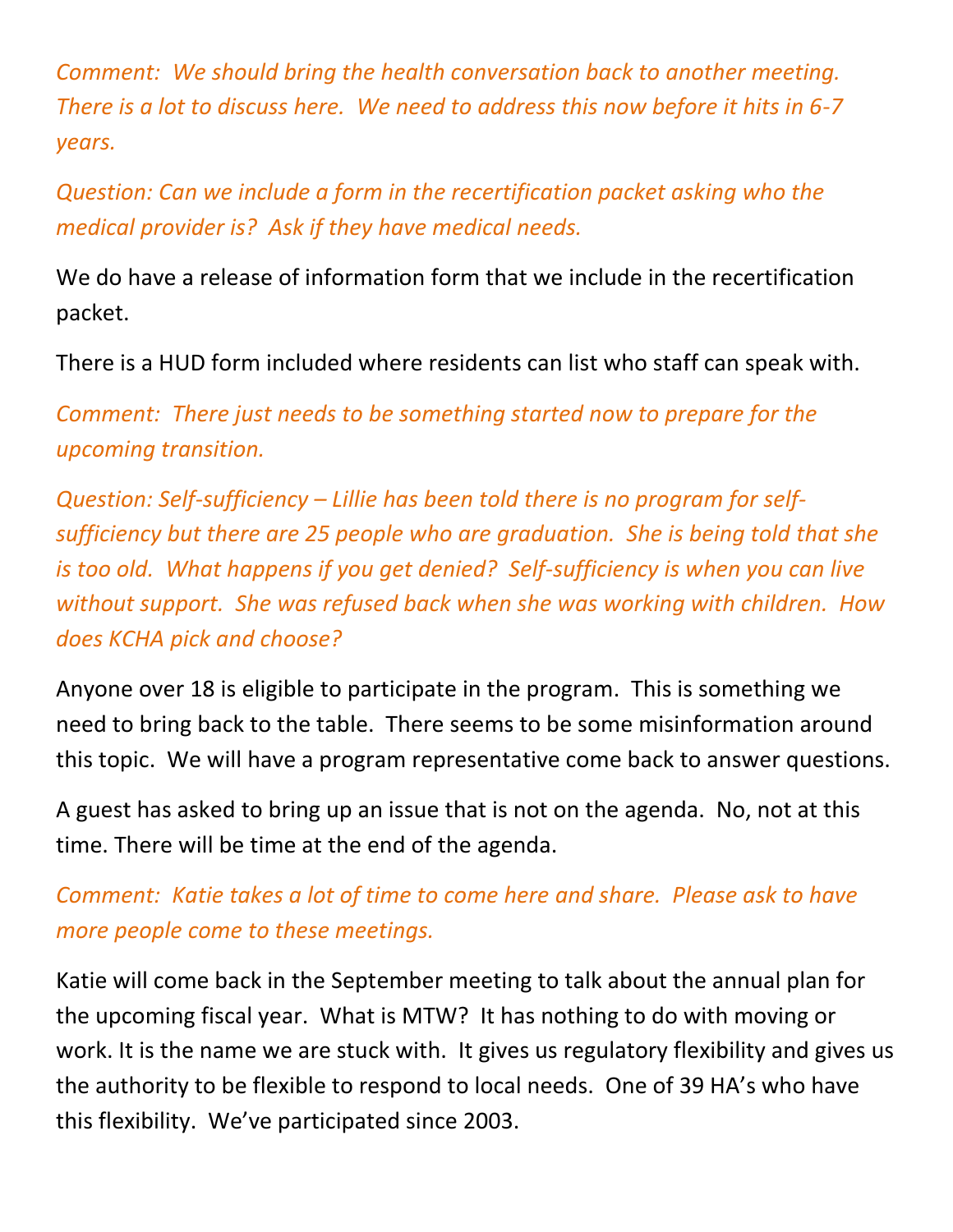*Comment: We should bring the health conversation back to another meeting. There is a lot to discuss here. We need to address this now before it hits in 6-7 years.*

*Question: Can we include a form in the recertification packet asking who the medical provider is? Ask if they have medical needs.*

We do have a release of information form that we include in the recertification packet.

There is a HUD form included where residents can list who staff can speak with.

*Comment: There just needs to be something started now to prepare for the upcoming transition.*

*Question: Self-sufficiency – Lillie has been told there is no program for self-sufficiency but there are 25 people who are graduation. She is being told that she is too old. What happens if you get denied? Self-sufficiency is when you can live without support. She was refused back when she was working with children. How does KCHA pick and choose?*

Anyone over 18 is eligible to participate in the program. This is something we need to bring back to the table. There seems to be some misinformation around this topic. We will have a program representative come back to answer questions.

A guest has asked to bring up an issue that is not on the agenda. No, not at this time. There will be time at the end of the agenda.

*Comment: Katie takes a lot of time to come here and share. Please ask to have more people come to these meetings.*

Katie will come back in the September meeting to talk about the annual plan for the upcoming fiscal year. What is MTW? It has nothing to do with moving or work. It is the name we are stuck with. It gives us regulatory flexibility and gives us the authority to be flexible to respond to local needs. One of 39 HA's who have this flexibility. We've participated since 2003.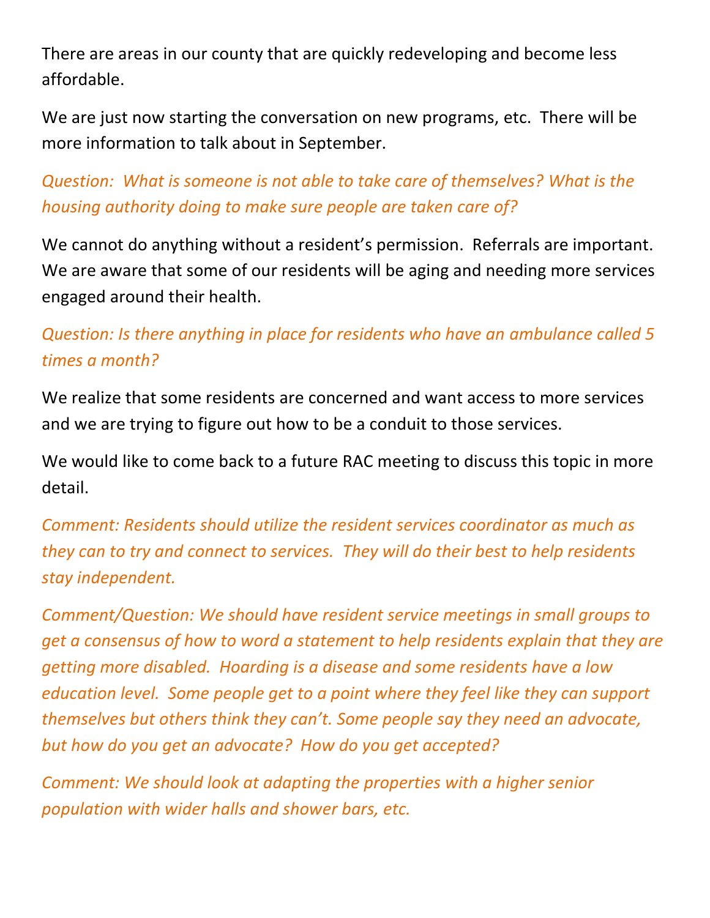There are areas in our county that are quickly redeveloping and become less affordable.

We are just now starting the conversation on new programs, etc. There will be more information to talk about in September.

*Question: What is someone is not able to take care of themselves? What is the housing authority doing to make sure people are taken care of?*

We cannot do anything without a resident's permission. Referrals are important. We are aware that some of our residents will be aging and needing more services engaged around their health.

*Question: Is there anything in place for residents who have an ambulance called 5 times a month?*

We realize that some residents are concerned and want access to more services and we are trying to figure out how to be a conduit to those services.

We would like to come back to a future RAC meeting to discuss this topic in more detail.

*Comment: Residents should utilize the resident services coordinator as much as they can to try and connect to services. They will do their best to help residents stay independent.*

*Comment/Question: We should have resident service meetings in small groups to get a consensus of how to word a statement to help residents explain that they are getting more disabled. Hoarding is a disease and some residents have a low education level. Some people get to a point where they feel like they can support themselves but others think they can't. Some people say they need an advocate, but how do you get an advocate? How do you get accepted?*

*Comment: We should look at adapting the properties with a higher senior population with wider halls and shower bars, etc.*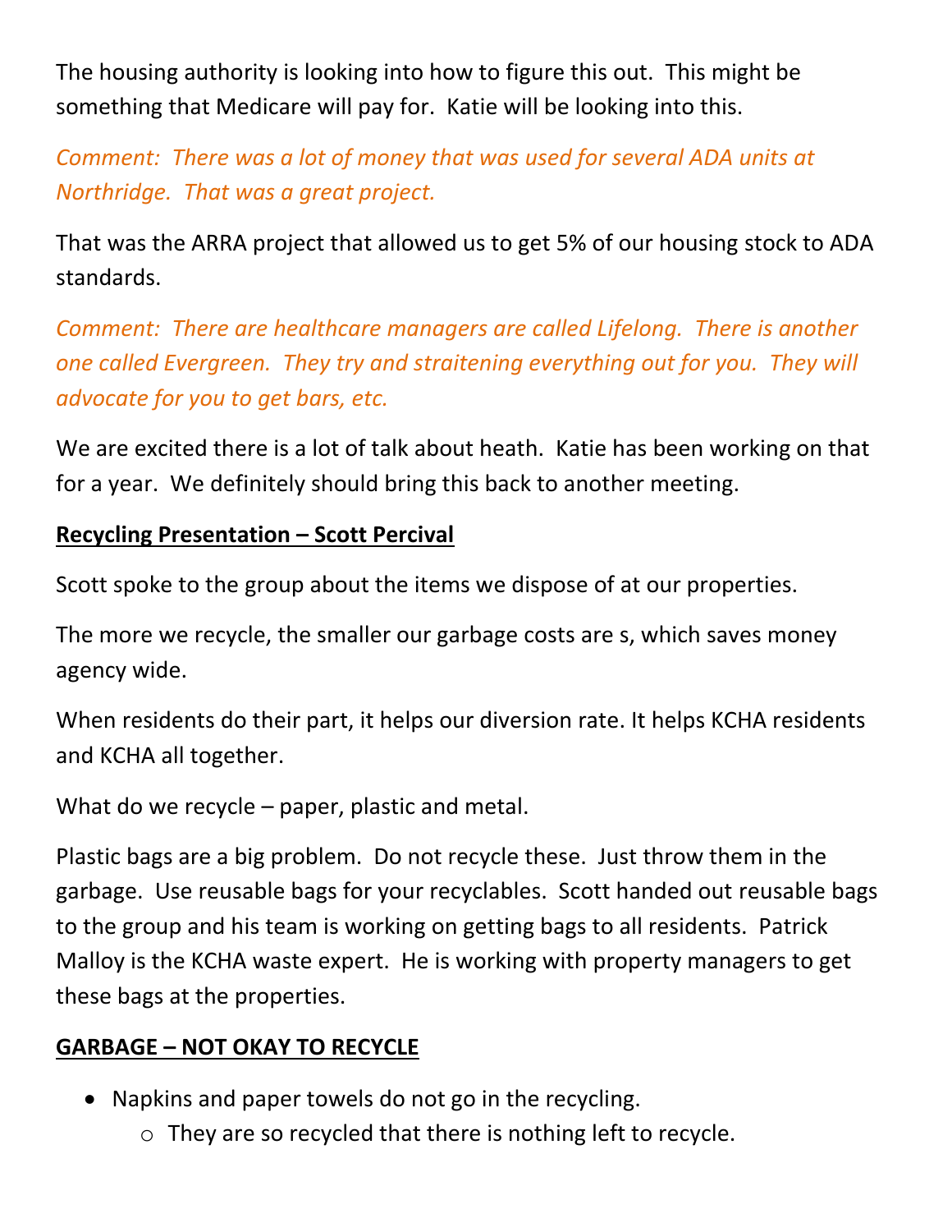The housing authority is looking into how to figure this out. This might be something that Medicare will pay for. Katie will be looking into this.

*Comment: There was a lot of money that was used for several ADA units at Northridge. That was a great project.*

That was the ARRA project that allowed us to get 5% of our housing stock to ADA standards.

*Comment: There are healthcare managers are called Lifelong. There is another one called Evergreen. They try and straitening everything out for you. They will advocate for you to get bars, etc.*

We are excited there is a lot of talk about heath. Katie has been working on that for a year. We definitely should bring this back to another meeting.

**Recycling Presentation – Scott Percival**

Scott spoke to the group about the items we dispose of at our properties.

The more we recycle, the smaller our garbage costs are s, which saves money agency wide.

When residents do their part, it helps our diversion rate. It helps KCHA residents and KCHA all together.

What do we recycle – paper, plastic and metal.

Plastic bags are a big problem. Do not recycle these. Just throw them in the garbage. Use reusable bags for your recyclables. Scott handed out reusable bags to the group and his team is working on getting bags to all residents. Patrick Malloy is the KCHA waste expert. He is working with property managers to get these bags at the properties.

**GARBAGE – NOT OKAY TO RECYCLE**

- Napkins and paper towels do not go in the recycling.
  - They are so recycled that there is nothing left to recycle.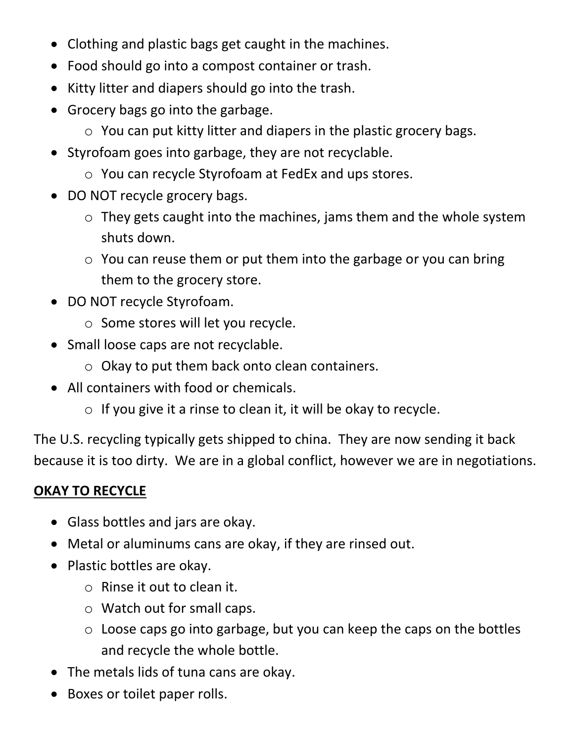- Clothing and plastic bags get caught in the machines.
- Food should go into a compost container or trash.
- Kitty litter and diapers should go into the trash.
- Grocery bags go into the garbage.
    - You can put kitty litter and diapers in the plastic grocery bags.
- Styrofoam goes into garbage, they are not recyclable.
    - You can recycle Styrofoam at FedEx and ups stores.
- DO NOT recycle grocery bags.
    - They gets caught into the machines, jams them and the whole system shuts down.
    - You can reuse them or put them into the garbage or you can bring them to the grocery store.
- DO NOT recycle Styrofoam.
    - Some stores will let you recycle.
- Small loose caps are not recyclable.
    - Okay to put them back onto clean containers.
- All containers with food or chemicals.
    - If you give it a rinse to clean it, it will be okay to recycle.

The U.S. recycling typically gets shipped to china. They are now sending it back because it is too dirty. We are in a global conflict, however we are in negotiations.

**OKAY TO RECYCLE**

- Glass bottles and jars are okay.
- Metal or aluminums cans are okay, if they are rinsed out.
- Plastic bottles are okay.
    - Rinse it out to clean it.
    - Watch out for small caps.
    - Loose caps go into garbage, but you can keep the caps on the bottles and recycle the whole bottle.
- The metals lids of tuna cans are okay.
- Boxes or toilet paper rolls.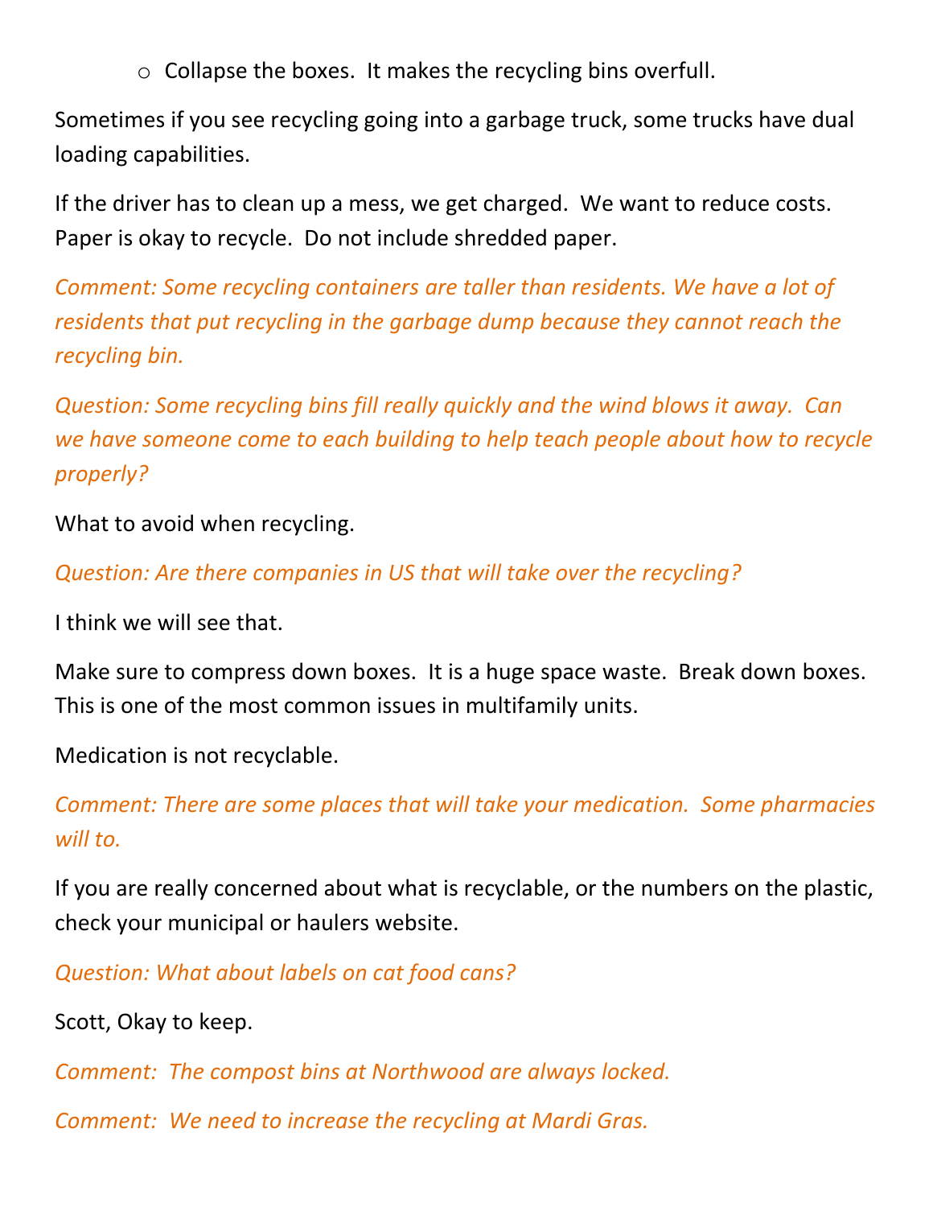- Collapse the boxes. It makes the recycling bins overfull.

Sometimes if you see recycling going into a garbage truck, some trucks have dual loading capabilities.

If the driver has to clean up a mess, we get charged. We want to reduce costs. Paper is okay to recycle. Do not include shredded paper.

*Comment: Some recycling containers are taller than residents. We have a lot of residents that put recycling in the garbage dump because they cannot reach the recycling bin.*

*Question: Some recycling bins fill really quickly and the wind blows it away. Can we have someone come to each building to help teach people about how to recycle properly?*

What to avoid when recycling.

*Question: Are there companies in US that will take over the recycling?*

I think we will see that.

Make sure to compress down boxes. It is a huge space waste. Break down boxes. This is one of the most common issues in multifamily units.

Medication is not recyclable.

*Comment: There are some places that will take your medication. Some pharmacies will to.*

If you are really concerned about what is recyclable, or the numbers on the plastic, check your municipal or haulers website.

*Question: What about labels on cat food cans?*

Scott, Okay to keep.

*Comment: The compost bins at Northwood are always locked.*

*Comment: We need to increase the recycling at Mardi Gras.*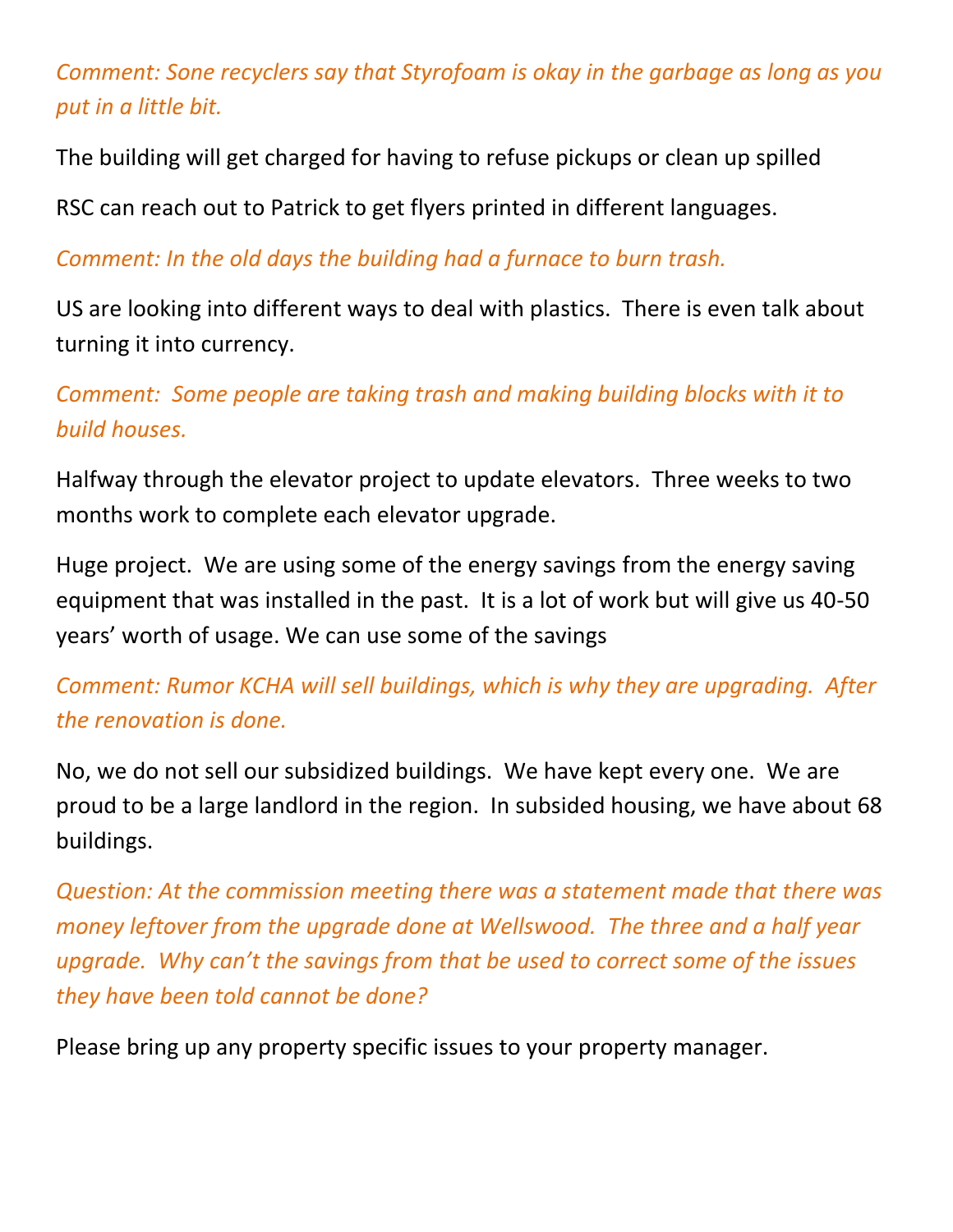*Comment: Sone recyclers say that Styrofoam is okay in the garbage as long as you put in a little bit.*

The building will get charged for having to refuse pickups or clean up spilled

RSC can reach out to Patrick to get flyers printed in different languages.

*Comment: In the old days the building had a furnace to burn trash.*

US are looking into different ways to deal with plastics. There is even talk about turning it into currency.

*Comment: Some people are taking trash and making building blocks with it to build houses.*

Halfway through the elevator project to update elevators. Three weeks to two months work to complete each elevator upgrade.

Huge project. We are using some of the energy savings from the energy saving equipment that was installed in the past. It is a lot of work but will give us 40-50 years' worth of usage. We can use some of the savings

*Comment: Rumor KCHA will sell buildings, which is why they are upgrading. After the renovation is done.*

No, we do not sell our subsidized buildings. We have kept every one. We are proud to be a large landlord in the region. In subsided housing, we have about 68 buildings.

*Question: At the commission meeting there was a statement made that there was money leftover from the upgrade done at Wellswood. The three and a half year upgrade. Why can't the savings from that be used to correct some of the issues they have been told cannot be done?*

Please bring up any property specific issues to your property manager.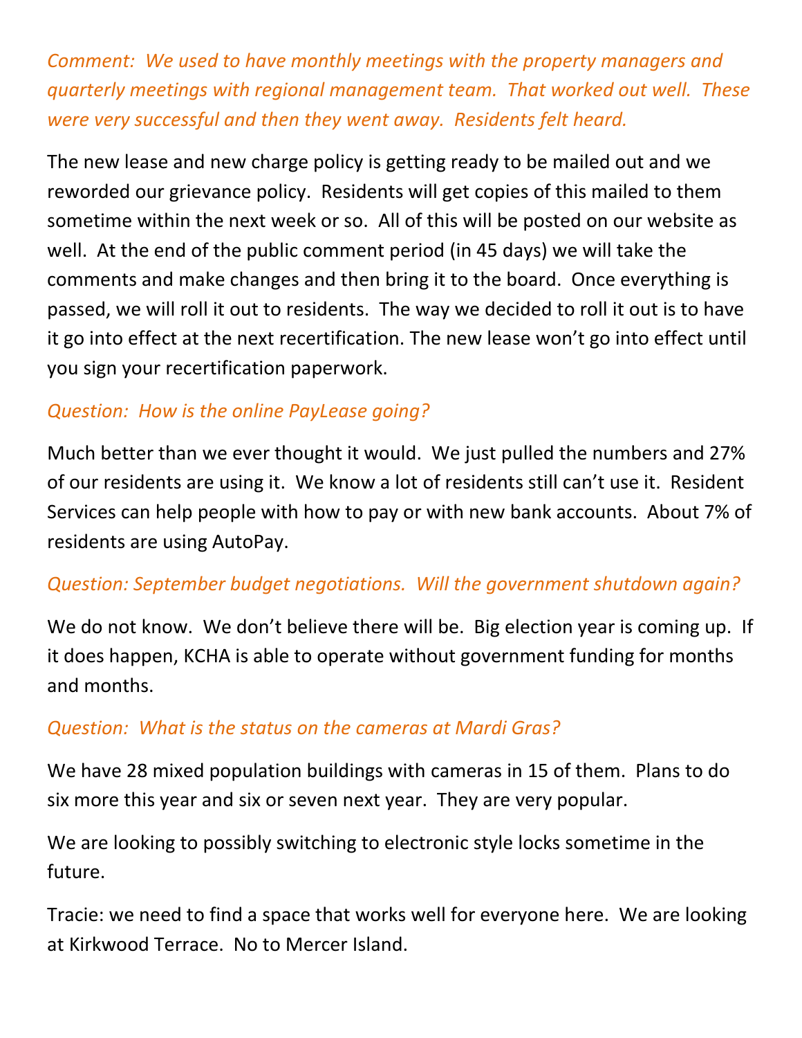*Comment: We used to have monthly meetings with the property managers and quarterly meetings with regional management team. That worked out well. These were very successful and then they went away. Residents felt heard.*

The new lease and new charge policy is getting ready to be mailed out and we reworded our grievance policy. Residents will get copies of this mailed to them sometime within the next week or so. All of this will be posted on our website as well. At the end of the public comment period (in 45 days) we will take the comments and make changes and then bring it to the board. Once everything is passed, we will roll it out to residents. The way we decided to roll it out is to have it go into effect at the next recertification. The new lease won't go into effect until you sign your recertification paperwork.

*Question: How is the online PayLease going?*

Much better than we ever thought it would. We just pulled the numbers and 27% of our residents are using it. We know a lot of residents still can't use it. Resident Services can help people with how to pay or with new bank accounts. About 7% of residents are using AutoPay.

*Question: September budget negotiations. Will the government shutdown again?*

We do not know. We don't believe there will be. Big election year is coming up. If it does happen, KCHA is able to operate without government funding for months and months.

*Question: What is the status on the cameras at Mardi Gras?*

We have 28 mixed population buildings with cameras in 15 of them. Plans to do six more this year and six or seven next year. They are very popular.

We are looking to possibly switching to electronic style locks sometime in the future.

Tracie: we need to find a space that works well for everyone here. We are looking at Kirkwood Terrace. No to Mercer Island.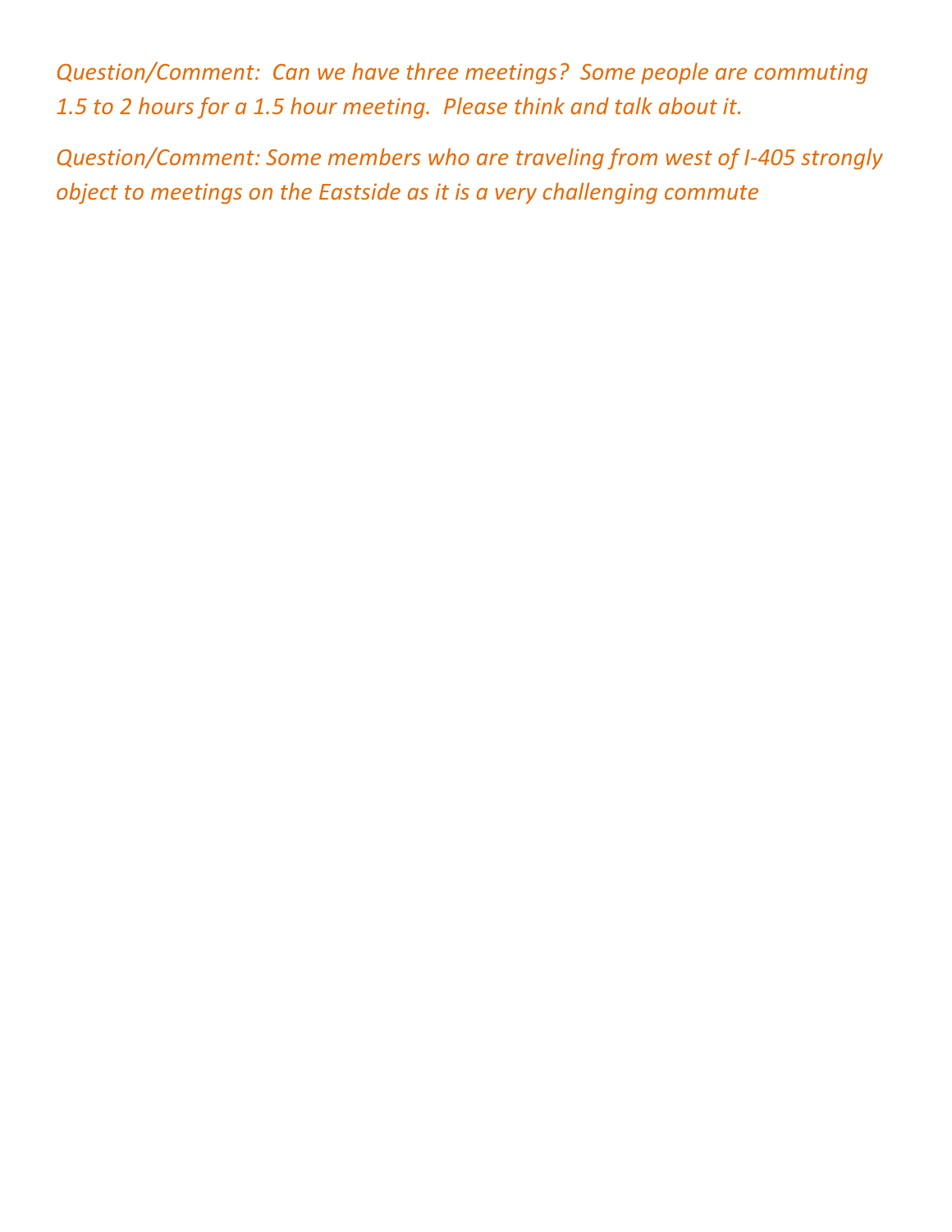*Question/Comment: Can we have three meetings? Some people are commuting 1.5 to 2 hours for a 1.5 hour meeting. Please think and talk about it.*

*Question/Comment: Some members who are traveling from west of I-405 strongly object to meetings on the Eastside as it is a very challenging commute*